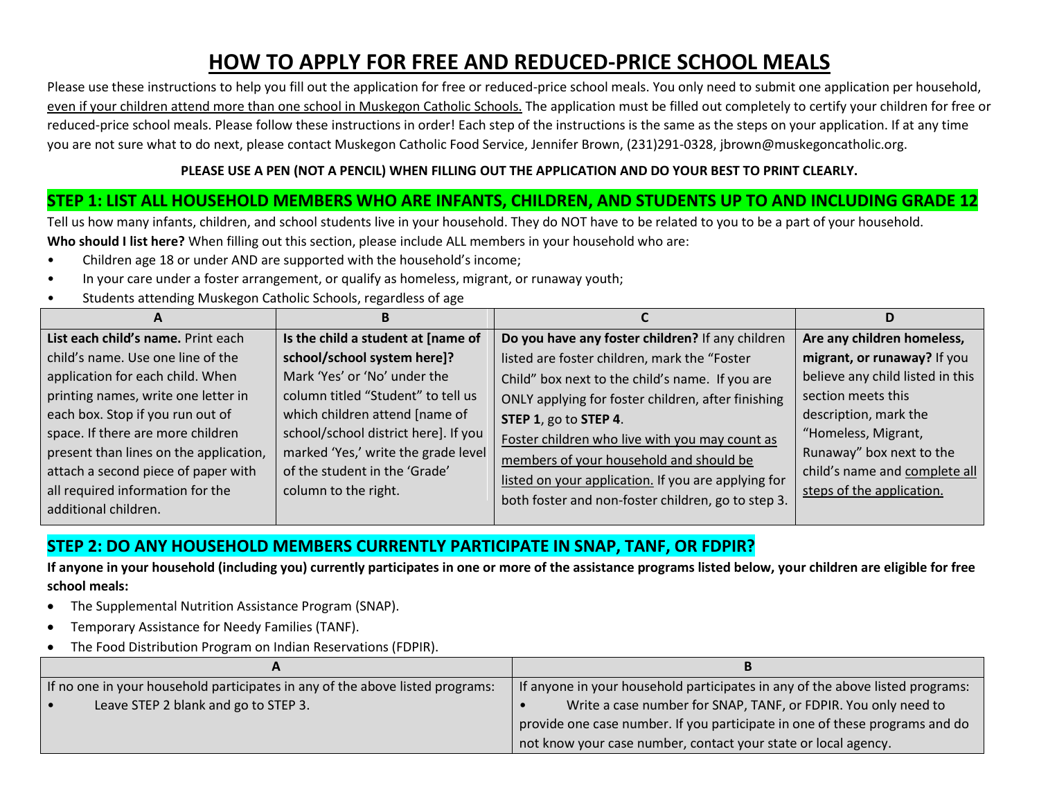# HOW TO APPLY FOR FREE AND REDUCED-PRICE SCHOOL MEALS

Please use these instructions to help you fill out the application for free or reduced-price school meals. You only need to submit one application per household, even if your children attend more than one school in Muskegon Catholic Schools. The application must be filled out completely to certify your children for free or reduced-price school meals. Please follow these instructions in order! Each step of the instructions is the same as the steps on your application. If at any time you are not sure what to do next, please contact Muskegon Catholic Food Service, Jennifer Brown, (231)291-0328, jbrown@muskegoncatholic.org.

**PLEASE USE A PEN (NOT A PENCIL) WHEN FILLING OUT THE APPLICATION AND DO YOUR BEST TO PRINT CLEARLY.**

## STEP 1: LIST ALL HOUSEHOLD MEMBERS WHO ARE INFANTS, CHILDREN, AND STUDENTS UP TO AND INCLUDING GRADE 12

Tell us how many infants, children, and school students live in your household. They do NOT have to be related to you to be a part of your household.

**Who should I list here?** When filling out this section, please include ALL members in your household who are:

- Children age 18 or under AND are supported with the household's income;
- In your care under a foster arrangement, or qualify as homeless, migrant, or runaway youth;
- Students attending Muskegon Catholic Schools, regardless of age

| A | B | C | D |
|---|---|---|---|
| **List each child's name.** Print each child's name. Use one line of the application for each child. When printing names, write one letter in each box. Stop if you run out of space. If there are more children present than lines on the application, attach a second piece of paper with all required information for the additional children. | **Is the child a student at [name of school/school system here]?** Mark 'Yes' or 'No' under the column titled "Student" to tell us which children attend [name of school/school district here]. If you marked 'Yes,' write the grade level of the student in the 'Grade' column to the right. | **Do you have any foster children?** If any children listed are foster children, mark the "Foster Child" box next to the child's name. If you are ONLY applying for foster children, after finishing **STEP 1**, go to **STEP 4**. Foster children who live with you may count as members of your household and should be listed on your application. If you are applying for both foster and non-foster children, go to step 3. | **Are any children homeless, migrant, or runaway?** If you believe any child listed in this section meets this description, mark the "Homeless, Migrant, Runaway" box next to the child's name and complete all steps of the application. |

## STEP 2: DO ANY HOUSEHOLD MEMBERS CURRENTLY PARTICIPATE IN SNAP, TANF, OR FDPIR?

**If anyone in your household (including you) currently participates in one or more of the assistance programs listed below, your children are eligible for free school meals:**

- The Supplemental Nutrition Assistance Program (SNAP).
- Temporary Assistance for Needy Families (TANF).
- The Food Distribution Program on Indian Reservations (FDPIR).

| A | B |
|---|---|
| If no one in your household participates in any of the above listed programs:<br>• Leave STEP 2 blank and go to STEP 3. | If anyone in your household participates in any of the above listed programs:<br>• Write a case number for SNAP, TANF, or FDPIR. You only need to provide one case number. If you participate in one of these programs and do not know your case number, contact your state or local agency. |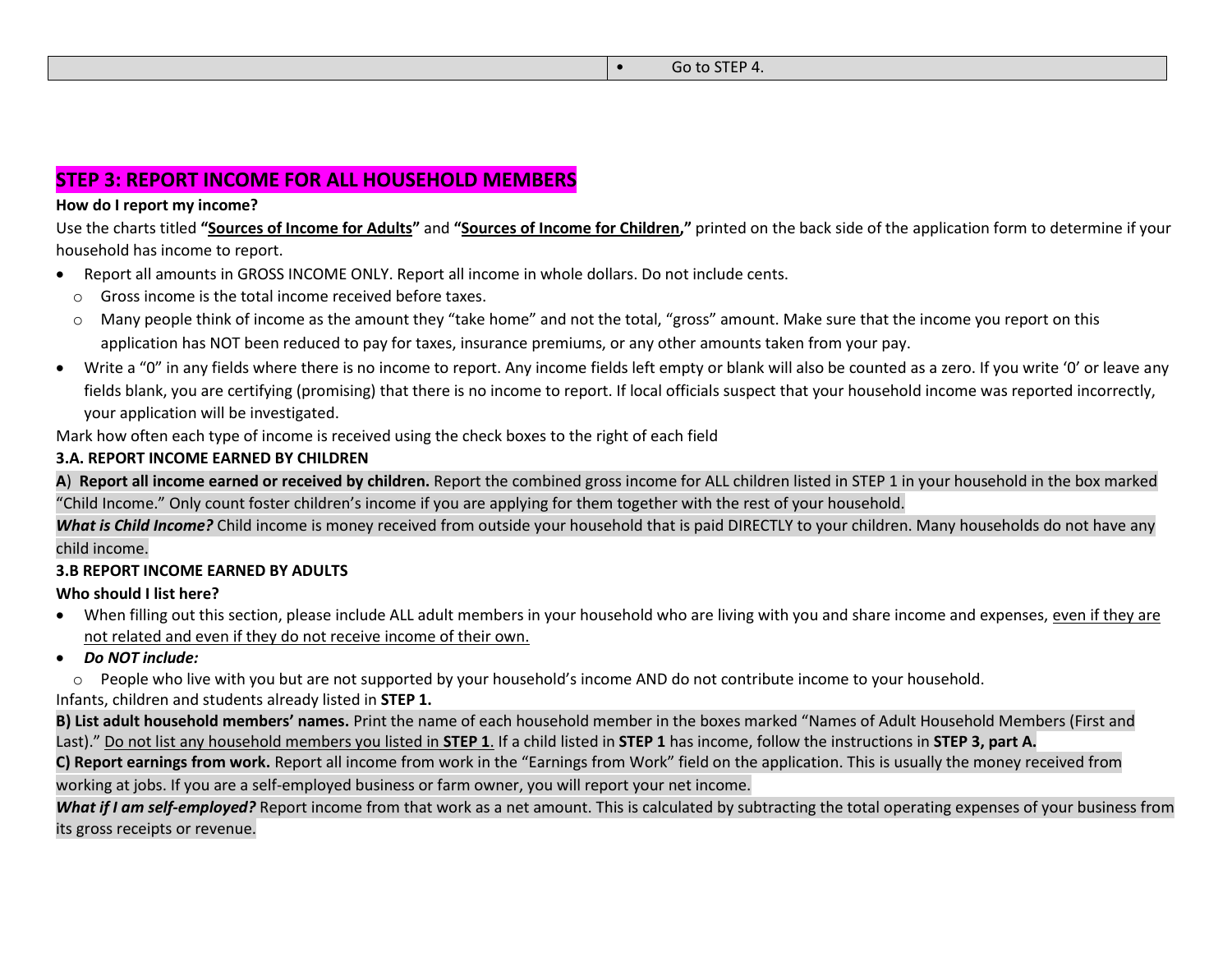| | • Go to STEP 4. |
|---|---|

## STEP 3: REPORT INCOME FOR ALL HOUSEHOLD MEMBERS

**How do I report my income?**

Use the charts titled **"Sources of Income for Adults"** and **"Sources of Income for Children,"** printed on the back side of the application form to determine if your household has income to report.

- Report all amounts in GROSS INCOME ONLY. Report all income in whole dollars. Do not include cents.
  - Gross income is the total income received before taxes.
  - Many people think of income as the amount they "take home" and not the total, "gross" amount. Make sure that the income you report on this application has NOT been reduced to pay for taxes, insurance premiums, or any other amounts taken from your pay.
- Write a "0" in any fields where there is no income to report. Any income fields left empty or blank will also be counted as a zero. If you write '0' or leave any fields blank, you are certifying (promising) that there is no income to report. If local officials suspect that your household income was reported incorrectly, your application will be investigated.

Mark how often each type of income is received using the check boxes to the right of each field

**3.A. REPORT INCOME EARNED BY CHILDREN**

**A**) **Report all income earned or received by children.** Report the combined gross income for ALL children listed in STEP 1 in your household in the box marked "Child Income." Only count foster children's income if you are applying for them together with the rest of your household.

***What is Child Income?*** Child income is money received from outside your household that is paid DIRECTLY to your children. Many households do not have any child income.

**3.B REPORT INCOME EARNED BY ADULTS**

**Who should I list here?**

- When filling out this section, please include ALL adult members in your household who are living with you and share income and expenses, even if they are not related and even if they do not receive income of their own.
- ***Do NOT include:***
  - People who live with you but are not supported by your household's income AND do not contribute income to your household.

Infants, children and students already listed in **STEP 1.**

**B) List adult household members' names.** Print the name of each household member in the boxes marked "Names of Adult Household Members (First and Last)." Do not list any household members you listed in **STEP 1**. If a child listed in **STEP 1** has income, follow the instructions in **STEP 3, part A.**

**C) Report earnings from work.** Report all income from work in the "Earnings from Work" field on the application. This is usually the money received from working at jobs. If you are a self-employed business or farm owner, you will report your net income.

***What if I am self-employed?*** Report income from that work as a net amount. This is calculated by subtracting the total operating expenses of your business from its gross receipts or revenue.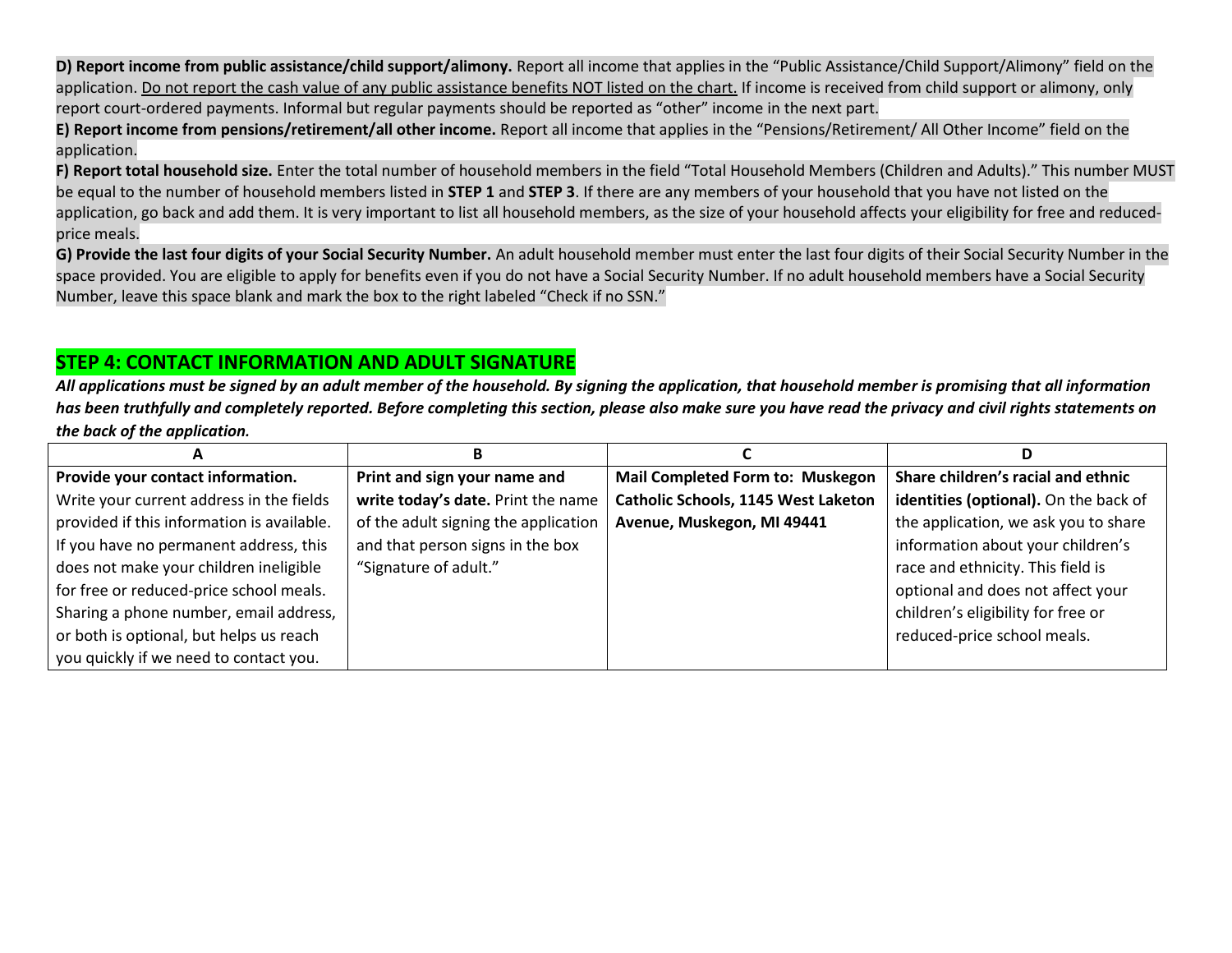**D) Report income from public assistance/child support/alimony.** Report all income that applies in the "Public Assistance/Child Support/Alimony" field on the application. <u>Do not report the cash value of any public assistance benefits NOT listed on the chart.</u> If income is received from child support or alimony, only report court-ordered payments. Informal but regular payments should be reported as "other" income in the next part.

**E) Report income from pensions/retirement/all other income.** Report all income that applies in the "Pensions/Retirement/ All Other Income" field on the application.

**F) Report total household size.** Enter the total number of household members in the field "Total Household Members (Children and Adults)." This number MUST be equal to the number of household members listed in **STEP 1** and **STEP 3**. If there are any members of your household that you have not listed on the application, go back and add them. It is very important to list all household members, as the size of your household affects your eligibility for free and reduced-price meals.

**G) Provide the last four digits of your Social Security Number.** An adult household member must enter the last four digits of their Social Security Number in the space provided. You are eligible to apply for benefits even if you do not have a Social Security Number. If no adult household members have a Social Security Number, leave this space blank and mark the box to the right labeled "Check if no SSN."

## STEP 4: CONTACT INFORMATION AND ADULT SIGNATURE

***All applications must be signed by an adult member of the household. By signing the application, that household member is promising that all information has been truthfully and completely reported. Before completing this section, please also make sure you have read the privacy and civil rights statements on the back of the application.***

| A | B | C | D |
|---|---|---|---|
| **Provide your contact information.** Write your current address in the fields provided if this information is available. If you have no permanent address, this does not make your children ineligible for free or reduced-price school meals. Sharing a phone number, email address, or both is optional, but helps us reach you quickly if we need to contact you. | **Print and sign your name and write today's date.** Print the name of the adult signing the application and that person signs in the box "Signature of adult." | **Mail Completed Form to: Muskegon Catholic Schools, 1145 West Laketon Avenue, Muskegon, MI 49441** | **Share children's racial and ethnic identities (optional).** On the back of the application, we ask you to share information about your children's race and ethnicity. This field is optional and does not affect your children's eligibility for free or reduced-price school meals. |